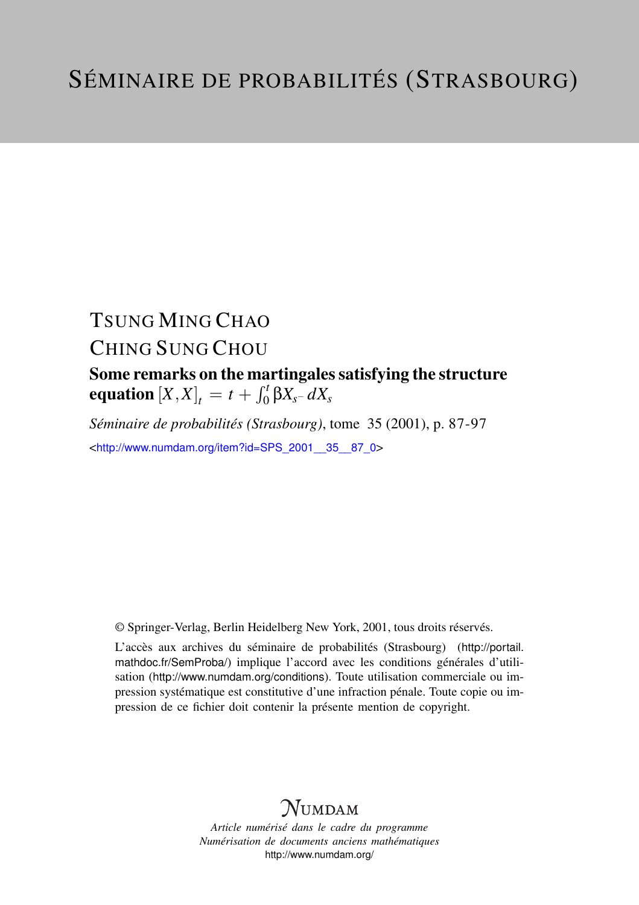# SÉMINAIRE DE PROBABILITÉS (STRASBOURG)

TSUNG MING CHAO

CHING SUNG CHOU

**Some remarks on the martingales satisfying the structure equation $[X,X]_t = t + \int_0^t \beta X_{s^-} \, dX_s$**

*Séminaire de probabilités (Strasbourg)*, tome 35 (2001), p. 87-97

<http://www.numdam.org/item?id=SPS_2001__35__87_0>

© Springer-Verlag, Berlin Heidelberg New York, 2001, tous droits réservés.

L'accès aux archives du séminaire de probabilités (Strasbourg) (http://portail.mathdoc.fr/SemProba/) implique l'accord avec les conditions générales d'utilisation (http://www.numdam.org/conditions). Toute utilisation commerciale ou impression systématique est constitutive d'une infraction pénale. Toute copie ou impression de ce fichier doit contenir la présente mention de copyright.

NUMDAM

*Article numérisé dans le cadre du programme*
*Numérisation de documents anciens mathématiques*
http://www.numdam.org/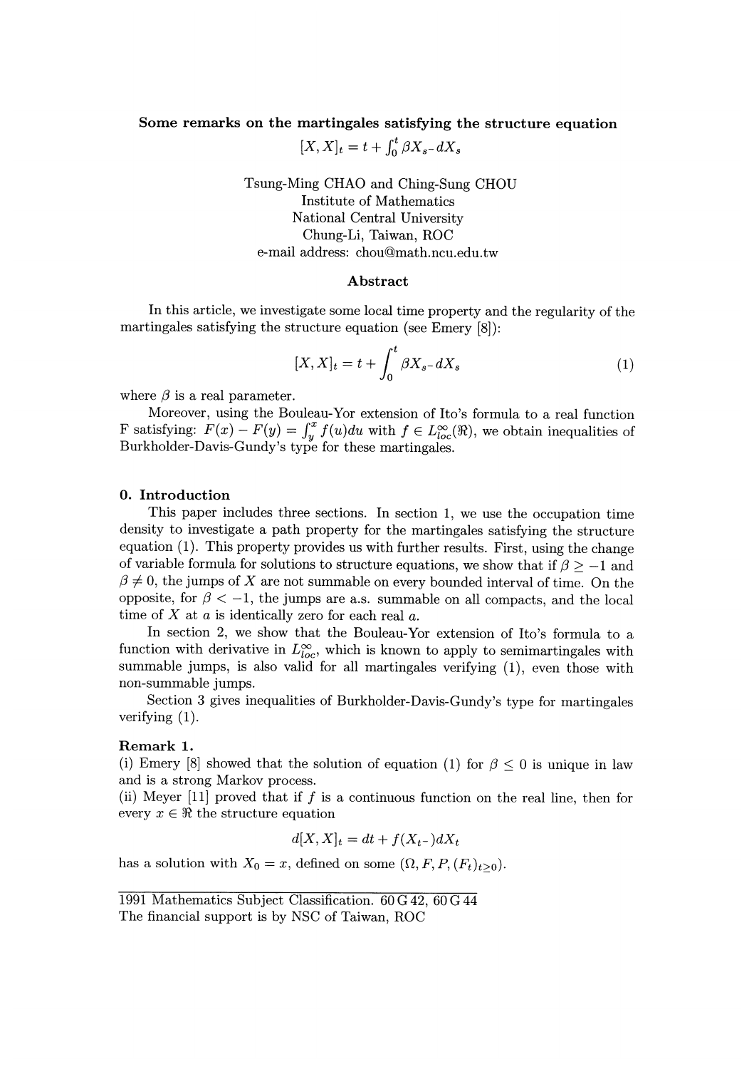# Some remarks on the martingales satisfying the structure equation $[X, X]_t = t + \int_0^t \beta X_{s-} dX_s$

Tsung-Ming CHAO and Ching-Sung CHOU
Institute of Mathematics
National Central University
Chung-Li, Taiwan, ROC
e-mail address: chou@math.ncu.edu.tw

## Abstract

In this article, we investigate some local time property and the regularity of the martingales satisfying the structure equation (see Emery [8]):

$$[X, X]_t = t + \int_0^t \beta X_{s-} dX_s \tag{1}$$

where $\beta$ is a real parameter.

Moreover, using the Bouleau-Yor extension of Ito's formula to a real function F satisfying: $F(x) - F(y) = \int_y^x f(u)du$ with $f \in L^\infty_{loc}(\Re)$, we obtain inequalities of Burkholder-Davis-Gundy's type for these martingales.

## 0. Introduction

This paper includes three sections. In section 1, we use the occupation time density to investigate a path property for the martingales satisfying the structure equation (1). This property provides us with further results. First, using the change of variable formula for solutions to structure equations, we show that if $\beta \geq -1$ and $\beta \neq 0$, the jumps of $X$ are not summable on every bounded interval of time. On the opposite, for $\beta < -1$, the jumps are a.s. summable on all compacts, and the local time of $X$ at $a$ is identically zero for each real $a$.

In section 2, we show that the Bouleau-Yor extension of Ito's formula to a function with derivative in $L^\infty_{loc}$, which is known to apply to semimartingales with summable jumps, is also valid for all martingales verifying (1), even those with non-summable jumps.

Section 3 gives inequalities of Burkholder-Davis-Gundy's type for martingales verifying (1).

**Remark 1.**

(i) Emery [8] showed that the solution of equation (1) for $\beta \leq 0$ is unique in law and is a strong Markov process.

(ii) Meyer [11] proved that if $f$ is a continuous function on the real line, then for every $x \in \Re$ the structure equation

$$d[X, X]_t = dt + f(X_{t-})dX_t$$

has a solution with $X_0 = x$, defined on some $(\Omega, F, P, (F_t)_{t \geq 0})$.

---

1991 Mathematics Subject Classification. 60 G 42, 60 G 44

The financial support is by NSC of Taiwan, ROC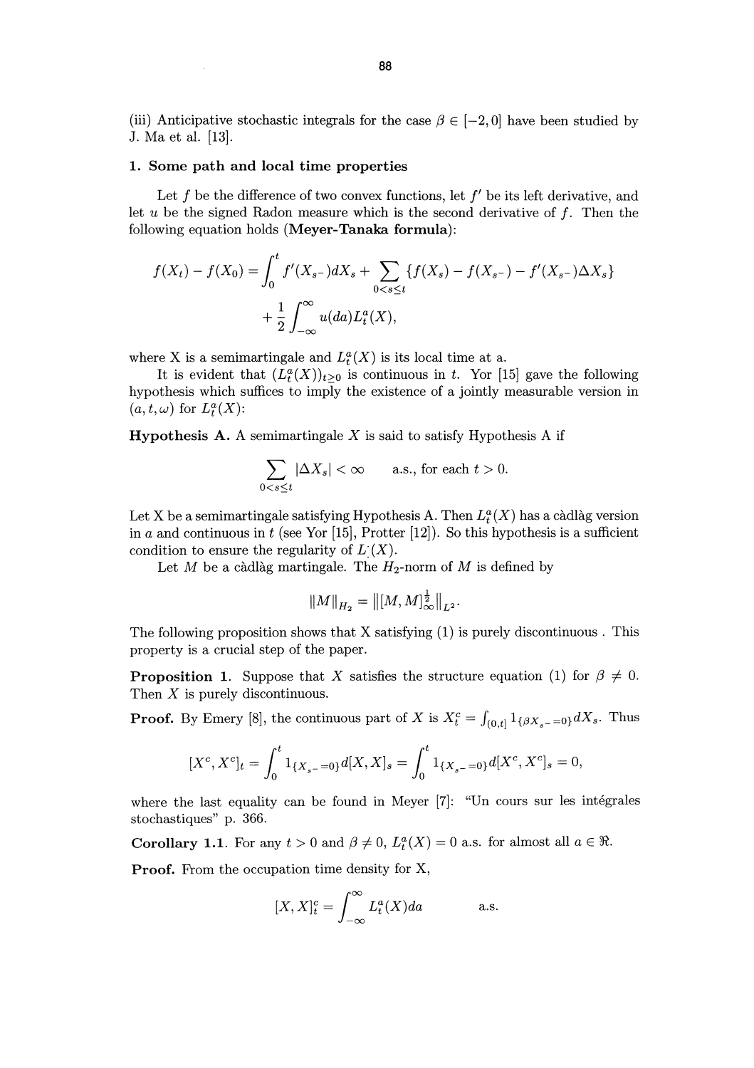(iii) Anticipative stochastic integrals for the case $\beta \in [-2, 0]$ have been studied by J. Ma et al. [13].

## 1. Some path and local time properties

Let $f$ be the difference of two convex functions, let $f'$ be its left derivative, and let $u$ be the signed Radon measure which is the second derivative of $f$. Then the following equation holds (**Meyer-Tanaka formula**):

$$f(X_t) - f(X_0) = \int_0^t f'(X_{s-})dX_s + \sum_{0<s\leq t} \{f(X_s) - f(X_{s-}) - f'(X_{s-})\Delta X_s\}$$
$$+ \frac{1}{2}\int_{-\infty}^{\infty} u(da) L_t^a(X),$$

where X is a semimartingale and $L_t^a(X)$ is its local time at a.

It is evident that $(L_t^a(X))_{t\geq 0}$ is continuous in $t$. Yor [15] gave the following hypothesis which suffices to imply the existence of a jointly measurable version in $(a, t, \omega)$ for $L_t^a(X)$:

**Hypothesis A.** A semimartingale $X$ is said to satisfy Hypothesis A if

$$\sum_{0<s\leq t} |\Delta X_s| < \infty \qquad \text{a.s., for each } t > 0.$$

Let X be a semimartingale satisfying Hypothesis A. Then $L_t^a(X)$ has a càdlàg version in $a$ and continuous in $t$ (see Yor [15], Protter [12]). So this hypothesis is a sufficient condition to ensure the regularity of $L_\cdot^\cdot(X)$.

Let $M$ be a càdlàg martingale. The $H_2$-norm of $M$ is defined by

$$\|M\|_{H_2} = \|[M, M]_\infty^{\frac{1}{2}}\|_{L^2}.$$

The following proposition shows that X satisfying (1) is purely discontinuous . This property is a crucial step of the paper.

**Proposition 1.** Suppose that $X$ satisfies the structure equation (1) for $\beta \neq 0$. Then $X$ is purely discontinuous.

**Proof.** By Emery [8], the continuous part of $X$ is $X_t^c = \int_{(0,t]} 1_{\{\beta X_{s-}=0\}} dX_s$. Thus

$$[X^c, X^c]_t = \int_0^t 1_{\{X_{s-}=0\}} d[X, X]_s = \int_0^t 1_{\{X_{s-}=0\}} d[X^c, X^c]_s = 0,$$

where the last equality can be found in Meyer [7]: "Un cours sur les intégrales stochastiques" p. 366.

**Corollary 1.1.** For any $t > 0$ and $\beta \neq 0$, $L_t^a(X) = 0$ a.s. for almost all $a \in \Re$.

**Proof.** From the occupation time density for X,

$$[X, X]_t^c = \int_{-\infty}^{\infty} L_t^a(X) da \qquad \text{a.s.}$$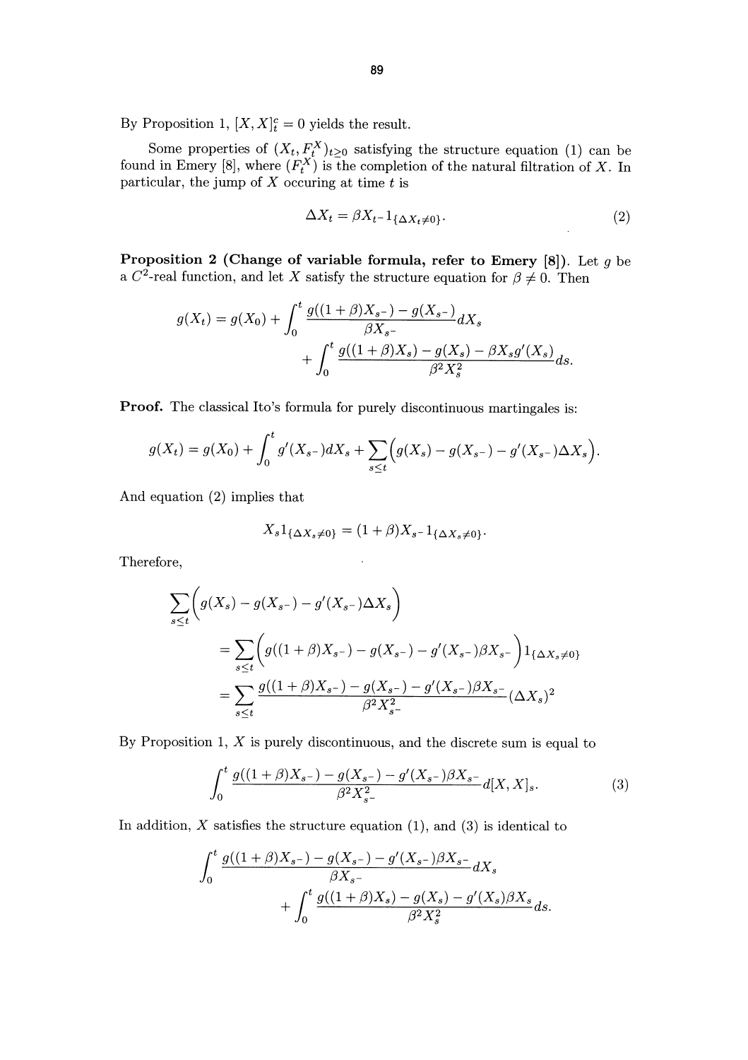By Proposition 1, $[X, X]_t^c = 0$ yields the result.

Some properties of $(X_t, F_t^X)_{t \geq 0}$ satisfying the structure equation (1) can be found in Emery [8], where $(F_t^X)$ is the completion of the natural filtration of $X$. In particular, the jump of $X$ occuring at time $t$ is

$$\Delta X_t = \beta X_{t^-} 1_{\{\Delta X_t \neq 0\}}. \tag{2}$$

**Proposition 2 (Change of variable formula, refer to Emery [8]).** Let $g$ be a $C^2$-real function, and let $X$ satisfy the structure equation for $\beta \neq 0$. Then

$$g(X_t) = g(X_0) + \int_0^t \frac{g((1+\beta)X_{s^-}) - g(X_{s^-})}{\beta X_{s^-}} dX_s + \int_0^t \frac{g((1+\beta)X_s) - g(X_s) - \beta X_s g'(X_s)}{\beta^2 X_s^2} ds.$$

**Proof.** The classical Ito's formula for purely discontinuous martingales is:

$$g(X_t) = g(X_0) + \int_0^t g'(X_{s^-}) dX_s + \sum_{s \leq t} \Big( g(X_s) - g(X_{s^-}) - g'(X_{s^-}) \Delta X_s \Big).$$

And equation (2) implies that

$$X_s 1_{\{\Delta X_s \neq 0\}} = (1+\beta) X_{s^-} 1_{\{\Delta X_s \neq 0\}}.$$

Therefore,

$$\begin{aligned}
&\sum_{s \leq t} \Big( g(X_s) - g(X_{s^-}) - g'(X_{s^-}) \Delta X_s \Big) \\
&\quad = \sum_{s \leq t} \Big( g((1+\beta)X_{s^-}) - g(X_{s^-}) - g'(X_{s^-}) \beta X_{s^-} \Big) 1_{\{\Delta X_s \neq 0\}} \\
&\quad = \sum_{s \leq t} \frac{g((1+\beta)X_{s^-}) - g(X_{s^-}) - g'(X_{s^-}) \beta X_{s^-}}{\beta^2 X_{s^-}^2} (\Delta X_s)^2
\end{aligned}$$

By Proposition 1, $X$ is purely discontinuous, and the discrete sum is equal to

$$\int_0^t \frac{g((1+\beta)X_{s^-}) - g(X_{s^-}) - g'(X_{s^-}) \beta X_{s^-}}{\beta^2 X_{s^-}^2} d[X, X]_s. \tag{3}$$

In addition, $X$ satisfies the structure equation (1), and (3) is identical to

$$\int_0^t \frac{g((1+\beta)X_{s^-}) - g(X_{s^-}) - g'(X_{s^-}) \beta X_{s^-}}{\beta X_{s^-}} dX_s + \int_0^t \frac{g((1+\beta)X_s) - g(X_s) - g'(X_s) \beta X_s}{\beta^2 X_s^2} ds.$$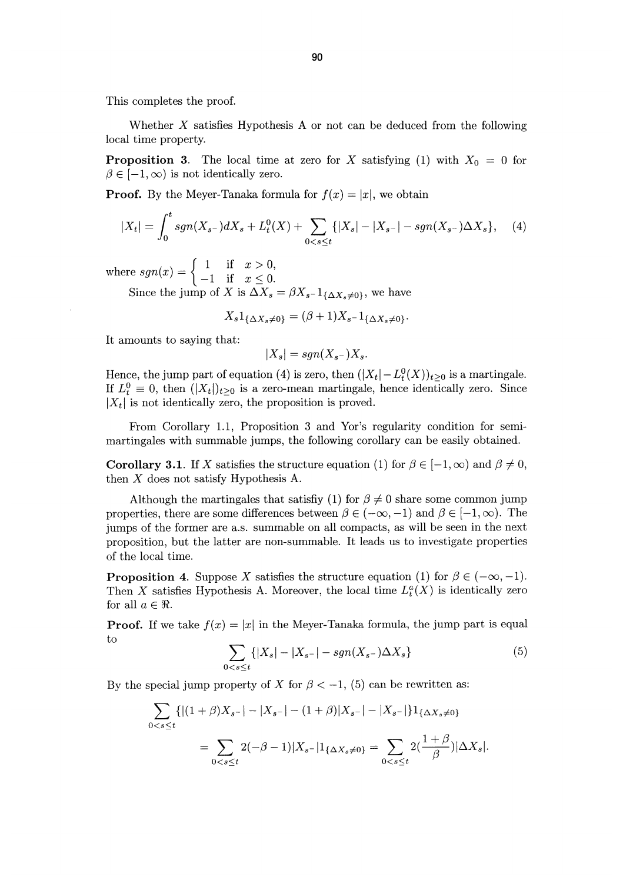This completes the proof.

Whether $X$ satisfies Hypothesis A or not can be deduced from the following local time property.

**Proposition 3.** The local time at zero for $X$ satisfying (1) with $X_0 = 0$ for $\beta \in [-1, \infty)$ is not identically zero.

**Proof.** By the Meyer-Tanaka formula for $f(x) = |x|$, we obtain

$$|X_t| = \int_0^t sgn(X_{s-})dX_s + L_t^0(X) + \sum_{0<s\leq t} \{|X_s| - |X_{s-}| - sgn(X_{s-})\Delta X_s\}, \tag{4}$$

where $sgn(x) = \begin{cases} 1 & \text{if } x > 0, \\ -1 & \text{if } x \leq 0. \end{cases}$

Since the jump of $X$ is $\Delta X_s = \beta X_{s-} 1_{\{\Delta X_s \neq 0\}}$, we have

$$X_s 1_{\{\Delta X_s \neq 0\}} = (\beta + 1) X_{s-} 1_{\{\Delta X_s \neq 0\}}.$$

It amounts to saying that:

$$|X_s| = sgn(X_{s-})X_s.$$

Hence, the jump part of equation (4) is zero, then $(|X_t| - L_t^0(X))_{t\geq 0}$ is a martingale. If $L_t^0 \equiv 0$, then $(|X_t|)_{t\geq 0}$ is a zero-mean martingale, hence identically zero. Since $|X_t|$ is not identically zero, the proposition is proved.

From Corollary 1.1, Proposition 3 and Yor's regularity condition for semimartingales with summable jumps, the following corollary can be easily obtained.

**Corollary 3.1.** If $X$ satisfies the structure equation (1) for $\beta \in [-1, \infty)$ and $\beta \neq 0$, then $X$ does not satisfy Hypothesis A.

Although the martingales that satisfiy (1) for $\beta \neq 0$ share some common jump properties, there are some differences between $\beta \in (-\infty, -1)$ and $\beta \in [-1, \infty)$. The jumps of the former are a.s. summable on all compacts, as will be seen in the next proposition, but the latter are non-summable. It leads us to investigate properties of the local time.

**Proposition 4.** Suppose $X$ satisfies the structure equation (1) for $\beta \in (-\infty, -1)$. Then $X$ satisfies Hypothesis A. Moreover, the local time $L_t^a(X)$ is identically zero for all $a \in \Re$.

**Proof.** If we take $f(x) = |x|$ in the Meyer-Tanaka formula, the jump part is equal to

$$\sum_{0<s\leq t} \{|X_s| - |X_{s-}| - sgn(X_{s-})\Delta X_s\} \tag{5}$$

By the special jump property of $X$ for $\beta < -1$, (5) can be rewritten as:

$$\sum_{0<s\leq t} \{|(1+\beta)X_{s-}| - |X_{s-}| - (1+\beta)|X_{s-}| - |X_{s-}|\} 1_{\{\Delta X_s \neq 0\}}$$

$$= \sum_{0<s\leq t} 2(-\beta - 1)|X_{s-}| 1_{\{\Delta X_s \neq 0\}} = \sum_{0<s\leq t} 2(\frac{1+\beta}{\beta})|\Delta X_s|.$$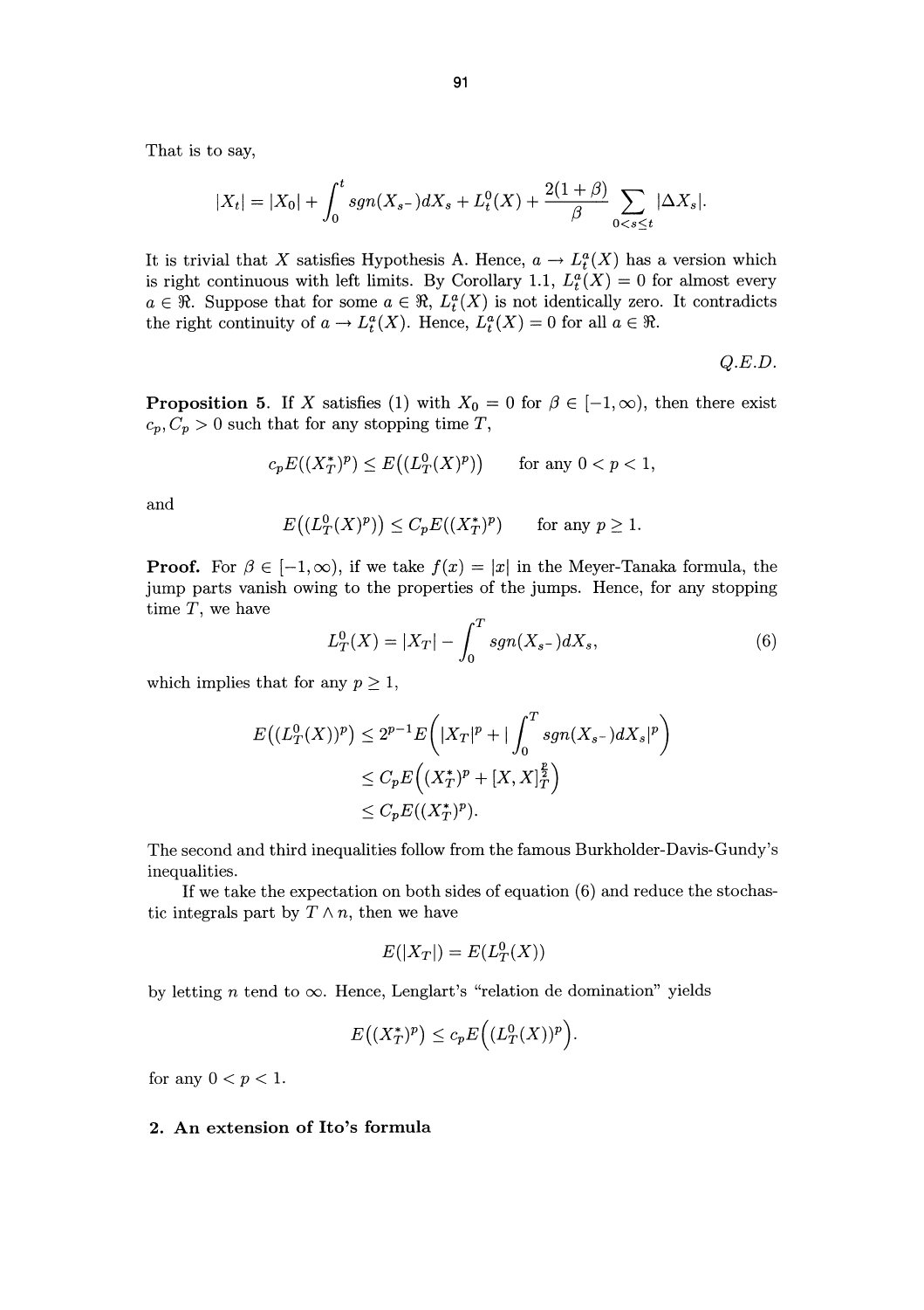That is to say,

$$|X_t| = |X_0| + \int_0^t sgn(X_{s-})dX_s + L_t^0(X) + \frac{2(1+\beta)}{\beta} \sum_{0<s\leq t} |\Delta X_s|.$$

It is trivial that $X$ satisfies Hypothesis A. Hence, $a \to L_t^a(X)$ has a version which is right continuous with left limits. By Corollary 1.1, $L_t^a(X) = 0$ for almost every $a \in \Re$. Suppose that for some $a \in \Re$, $L_t^a(X)$ is not identically zero. It contradicts the right continuity of $a \to L_t^a(X)$. Hence, $L_t^a(X) = 0$ for all $a \in \Re$.

*Q.E.D.*

**Proposition 5.** If $X$ satisfies (1) with $X_0 = 0$ for $\beta \in [-1, \infty)$, then there exist $c_p, C_p > 0$ such that for any stopping time $T$,

$$c_p E((X_T^*)^p) \leq E\big((L_T^0(X)^p)\big) \qquad \text{for any } 0 < p < 1,$$

and

$$E\big((L_T^0(X)^p)\big) \leq C_p E((X_T^*)^p) \qquad \text{for any } p \geq 1.$$

**Proof.** For $\beta \in [-1, \infty)$, if we take $f(x) = |x|$ in the Meyer-Tanaka formula, the jump parts vanish owing to the properties of the jumps. Hence, for any stopping time $T$, we have

$$L_T^0(X) = |X_T| - \int_0^T sgn(X_{s-})dX_s, \tag{6}$$

which implies that for any $p \geq 1$,

$$\begin{aligned}
E\big((L_T^0(X))^p\big) &\leq 2^{p-1} E\Big(|X_T|^p + |\int_0^T sgn(X_{s-})dX_s|^p\Big) \\
&\leq C_p E\Big((X_T^*)^p + [X,X]_T^{\frac{p}{2}}\Big) \\
&\leq C_p E((X_T^*)^p).
\end{aligned}$$

The second and third inequalities follow from the famous Burkholder-Davis-Gundy's inequalities.

If we take the expectation on both sides of equation (6) and reduce the stochastic integrals part by $T \wedge n$, then we have

$$E(|X_T|) = E(L_T^0(X))$$

by letting $n$ tend to $\infty$. Hence, Lenglart's "relation de domination" yields

$$E\big((X_T^*)^p\big) \leq c_p E\Big((L_T^0(X))^p\Big).$$

for any $0 < p < 1$.

## 2. An extension of Ito's formula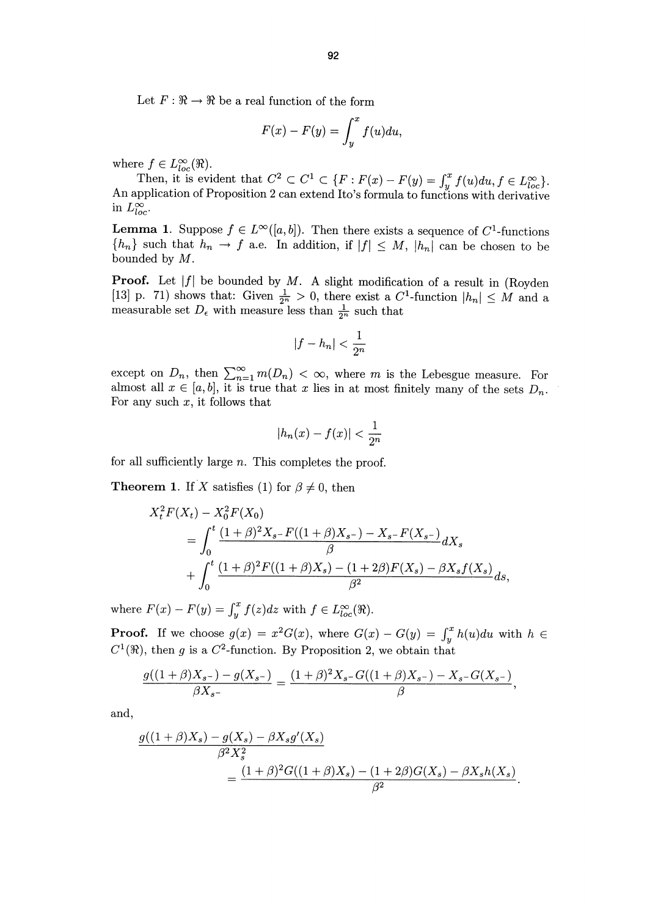Let $F : \Re \to \Re$ be a real function of the form

$$F(x) - F(y) = \int_y^x f(u)du,$$

where $f \in L^\infty_{loc}(\Re)$.

Then, it is evident that $C^2 \subset C^1 \subset \{F : F(x) - F(y) = \int_y^x f(u)du, f \in L^\infty_{loc}\}$. An application of Proposition 2 can extend Ito's formula to functions with derivative in $L^\infty_{loc}$.

**Lemma 1.** Suppose $f \in L^\infty([a,b])$. Then there exists a sequence of $C^1$-functions $\{h_n\}$ such that $h_n \to f$ a.e. In addition, if $|f| \le M$, $|h_n|$ can be chosen to be bounded by $M$.

**Proof.** Let $|f|$ be bounded by $M$. A slight modification of a result in (Royden [13] p. 71) shows that: Given $\frac{1}{2^n} > 0$, there exist a $C^1$-function $|h_n| \le M$ and a measurable set $D_\epsilon$ with measure less than $\frac{1}{2^n}$ such that

$$|f - h_n| < \frac{1}{2^n}$$

except on $D_n$, then $\sum_{n=1}^\infty m(D_n) < \infty$, where $m$ is the Lebesgue measure. For almost all $x \in [a,b]$, it is true that $x$ lies in at most finitely many of the sets $D_n$. For any such $x$, it follows that

$$|h_n(x) - f(x)| < \frac{1}{2^n}$$

for all sufficiently large $n$. This completes the proof.

**Theorem 1.** If $X$ satisfies (1) for $\beta \neq 0$, then

$$\begin{aligned}
&X_t^2 F(X_t) - X_0^2 F(X_0) \\
&= \int_0^t \frac{(1+\beta)^2 X_{s-} F((1+\beta)X_{s-}) - X_{s-} F(X_{s-})}{\beta} dX_s \\
&+ \int_0^t \frac{(1+\beta)^2 F((1+\beta)X_s) - (1+2\beta)F(X_s) - \beta X_s f(X_s)}{\beta^2} ds,
\end{aligned}$$

where $F(x) - F(y) = \int_y^x f(z)dz$ with $f \in L^\infty_{loc}(\Re)$.

**Proof.** If we choose $g(x) = x^2 G(x)$, where $G(x) - G(y) = \int_y^x h(u)du$ with $h \in C^1(\Re)$, then $g$ is a $C^2$-function. By Proposition 2, we obtain that

$$\frac{g((1+\beta)X_{s-}) - g(X_{s-})}{\beta X_{s-}} = \frac{(1+\beta)^2 X_{s-} G((1+\beta)X_{s-}) - X_{s-} G(X_{s-})}{\beta},$$

and,

$$\begin{aligned}
&\frac{g((1+\beta)X_s) - g(X_s) - \beta X_s g'(X_s)}{\beta^2 X_s^2} \\
&= \frac{(1+\beta)^2 G((1+\beta)X_s) - (1+2\beta)G(X_s) - \beta X_s h(X_s)}{\beta^2}.
\end{aligned}$$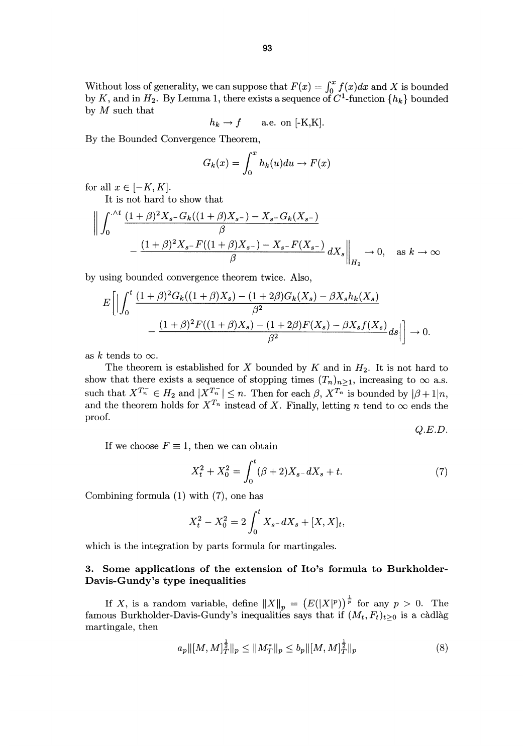Without loss of generality, we can suppose that $F(x) = \int_0^x f(x)dx$ and $X$ is bounded by $K$, and in $H_2$. By Lemma 1, there exists a sequence of $C^1$-function $\{h_k\}$ bounded by $M$ such that

$$h_k \to f \quad \text{a.e. on [-K,K]}.$$

By the Bounded Convergence Theorem,

$$G_k(x) = \int_0^x h_k(u)du \to F(x)$$

for all $x \in [-K, K]$.

It is not hard to show that

$$\left\| \int_0^{\cdot \wedge t} \frac{(1+\beta)^2 X_{s-} G_k((1+\beta)X_{s-}) - X_{s-} G_k(X_{s-})}{\beta} - \frac{(1+\beta)^2 X_{s-} F((1+\beta)X_{s-}) - X_{s-} F(X_{s-})}{\beta} dX_s \right\|_{H_2} \to 0, \quad \text{as } k \to \infty$$

by using bounded convergence theorem twice. Also,

$$E\left[ \left| \int_0^t \frac{(1+\beta)^2 G_k((1+\beta)X_s) - (1+2\beta)G_k(X_s) - \beta X_s h_k(X_s)}{\beta^2} - \frac{(1+\beta)^2 F((1+\beta)X_s) - (1+2\beta)F(X_s) - \beta X_s f(X_s)}{\beta^2} ds \right| \right] \to 0.$$

as $k$ tends to $\infty$.

The theorem is established for $X$ bounded by $K$ and in $H_2$. It is not hard to show that there exists a sequence of stopping times $(T_n)_{n \geq 1}$, increasing to $\infty$ a.s. such that $X^{T_n^-} \in H_2$ and $|X^{T_n^-}| \leq n$. Then for each $\beta$, $X^{T_n}$ is bounded by $|\beta + 1|n$, and the theorem holds for $X^{T_n}$ instead of $X$. Finally, letting $n$ tend to $\infty$ ends the proof.

*Q.E.D.*

If we choose $F \equiv 1$, then we can obtain

$$X_t^2 + X_0^2 = \int_0^t (\beta + 2) X_{s-} dX_s + t. \tag{7}$$

Combining formula (1) with (7), one has

$$X_t^2 - X_0^2 = 2\int_0^t X_{s-} dX_s + [X, X]_t,$$

which is the integration by parts formula for martingales.

## 3. Some applications of the extension of Ito's formula to Burkholder-Davis-Gundy's type inequalities

If $X$, is a random variable, define $\|X\|_p = \left(E(|X|^p)\right)^{\frac{1}{p}}$ for any $p > 0$. The famous Burkholder-Davis-Gundy's inequalities says that if $(M_t, F_t)_{t \geq 0}$ is a càdlàg martingale, then

$$a_p \|[M, M]_T^{\frac{1}{2}}\|_p \leq \|M_T^*\|_p \leq b_p \|[M, M]_T^{\frac{1}{2}}\|_p \tag{8}$$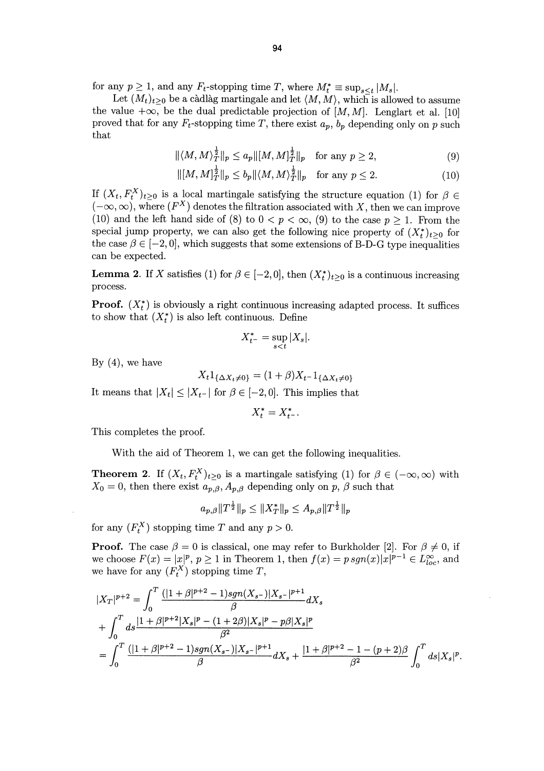for any $p \geq 1$, and any $F_t$-stopping time $T$, where $M_t^* \equiv \sup_{s \leq t} |M_s|$.

Let $(M_t)_{t\geq 0}$ be a càdlàg martingale and let $\langle M, M\rangle$, which is allowed to assume the value $+\infty$, be the dual predictable projection of $[M, M]$. Lenglart et al. [10] proved that for any $F_t$-stopping time $T$, there exist $a_p$, $b_p$ depending only on $p$ such that

$$\|\langle M, M\rangle_T^{\frac{1}{2}}\|_p \leq a_p \|[M, M]_T^{\frac{1}{2}}\|_p \quad \text{for any } p \geq 2, \tag{9}$$

$$\|[M, M]_T^{\frac{1}{2}}\|_p \leq b_p \|\langle M, M\rangle_T^{\frac{1}{2}}\|_p \quad \text{for any } p \leq 2. \tag{10}$$

If $(X_t, F_t^X)_{t\geq 0}$ is a local martingale satisfying the structure equation (1) for $\beta \in (-\infty, \infty)$, where $(F^X)$ denotes the filtration associated with $X$, then we can improve (10) and the left hand side of (8) to $0 < p < \infty$, (9) to the case $p \geq 1$. From the special jump property, we can also get the following nice property of $(X_t^*)_{t\geq 0}$ for the case $\beta \in [-2, 0]$, which suggests that some extensions of B-D-G type inequalities can be expected.

**Lemma 2.** If $X$ satisfies (1) for $\beta \in [-2, 0]$, then $(X_t^*)_{t\geq 0}$ is a continuous increasing process.

**Proof.** $(X_t^*)$ is obviously a right continuous increasing adapted process. It suffices to show that $(X_t^*)$ is also left continuous. Define

$$X_{t-}^* = \sup_{s<t} |X_s|.$$

By (4), we have

$$X_t 1_{\{\Delta X_t \neq 0\}} = (1+\beta) X_{t-} 1_{\{\Delta X_t \neq 0\}}$$

It means that $|X_t| \leq |X_{t-}|$ for $\beta \in [-2, 0]$. This implies that

$$X_t^* = X_{t-}^*.$$

This completes the proof.

With the aid of Theorem 1, we can get the following inequalities.

**Theorem 2.** If $(X_t, F_t^X)_{t\geq 0}$ is a martingale satisfying (1) for $\beta \in (-\infty, \infty)$ with $X_0 = 0$, then there exist $a_{p,\beta}$, $A_{p,\beta}$ depending only on $p$, $\beta$ such that

$$a_{p,\beta} \|T^{\frac{1}{2}}\|_p \leq \|X_T^*\|_p \leq A_{p,\beta} \|T^{\frac{1}{2}}\|_p$$

for any $(F_t^X)$ stopping time $T$ and any $p > 0$.

**Proof.** The case $\beta = 0$ is classical, one may refer to Burkholder [2]. For $\beta \neq 0$, if we choose $F(x) = |x|^p$, $p \geq 1$ in Theorem 1, then $f(x) = p\, sgn(x)|x|^{p-1} \in L_{loc}^\infty$, and we have for any $(F_t^X)$ stopping time $T$,

$$\begin{aligned}
|X_T|^{p+2} &= \int_0^T \frac{(|1+\beta|^{p+2} - 1) sgn(X_{s-})|X_{s-}|^{p+1}}{\beta} dX_s \\
&+ \int_0^T ds \frac{|1+\beta|^{p+2}|X_s|^p - (1+2\beta)|X_s|^p - p\beta |X_s|^p}{\beta^2} \\
&= \int_0^T \frac{(|1+\beta|^{p+2} - 1) sgn(X_{s-})|X_{s-}|^{p+1}}{\beta} dX_s + \frac{|1+\beta|^{p+2} - 1 - (p+2)\beta}{\beta^2} \int_0^T ds |X_s|^p.
\end{aligned}$$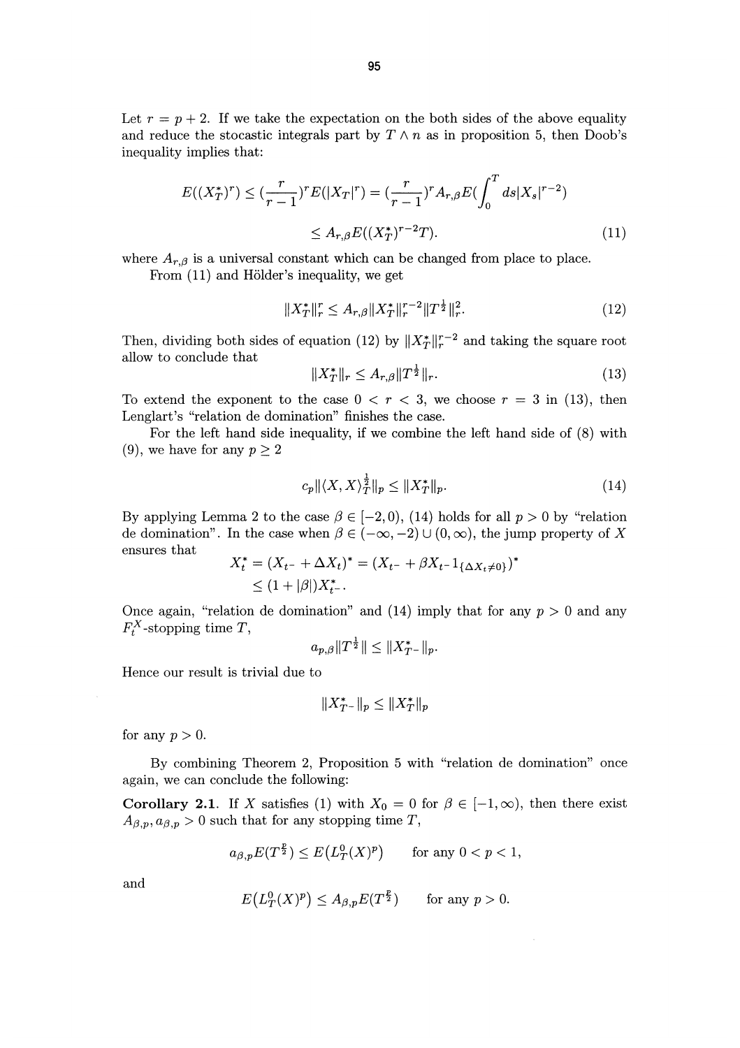Let $r = p + 2$. If we take the expectation on the both sides of the above equality and reduce the stocastic integrals part by $T \wedge n$ as in proposition 5, then Doob's inequality implies that:

$$E((X_T^*)^r) \leq (\frac{r}{r-1})^r E(|X_T|^r) = (\frac{r}{r-1})^r A_{r,\beta} E(\int_0^T ds |X_s|^{r-2})$$

$$\leq A_{r,\beta} E((X_T^*)^{r-2} T). \tag{11}$$

where $A_{r,\beta}$ is a universal constant which can be changed from place to place.

From (11) and Hölder's inequality, we get

$$\|X_T^*\|_r^r \leq A_{r,\beta} \|X_T^*\|_r^{r-2} \|T^{\frac{1}{2}}\|_r^2. \tag{12}$$

Then, dividing both sides of equation (12) by $\|X_T^*\|_r^{r-2}$ and taking the square root allow to conclude that

$$\|X_T^*\|_r \leq A_{r,\beta} \|T^{\frac{1}{2}}\|_r. \tag{13}$$

To extend the exponent to the case $0 < r < 3$, we choose $r = 3$ in (13), then Lenglart's "relation de domination" finishes the case.

For the left hand side inequality, if we combine the left hand side of (8) with (9), we have for any $p \geq 2$

$$c_p \|\langle X, X \rangle_T^{\frac{1}{2}}\|_p \leq \|X_T^*\|_p. \tag{14}$$

By applying Lemma 2 to the case $\beta \in [-2, 0)$, (14) holds for all $p > 0$ by "relation de domination". In the case when $\beta \in (-\infty, -2) \cup (0, \infty)$, the jump property of $X$ ensures that

$$X_t^* = (X_{t^-} + \Delta X_t)^* = (X_{t^-} + \beta X_{t^-} 1_{\{\Delta X_t \neq 0\}})^*$$
$$\leq (1 + |\beta|) X_{t^-}^*.$$

Once again, "relation de domination" and (14) imply that for any $p > 0$ and any $F_t^X$-stopping time $T$,

$$a_{p,\beta} \|T^{\frac{1}{2}}\| \leq \|X_{T^-}^*\|_p.$$

Hence our result is trivial due to

$$\|X_{T^-}^*\|_p \leq \|X_T^*\|_p$$

for any $p > 0$.

By combining Theorem 2, Proposition 5 with "relation de domination" once again, we can conclude the following:

**Corollary 2.1.** If $X$ satisfies (1) with $X_0 = 0$ for $\beta \in [-1, \infty)$, then there exist $A_{\beta,p}, a_{\beta,p} > 0$ such that for any stopping time $T$,

$$a_{\beta,p} E(T^{\frac{p}{2}}) \leq E(L_T^0(X)^p) \quad \text{for any } 0 < p < 1,$$

and

$$E(L_T^0(X)^p) \leq A_{\beta,p} E(T^{\frac{p}{2}}) \quad \text{for any } p > 0.$$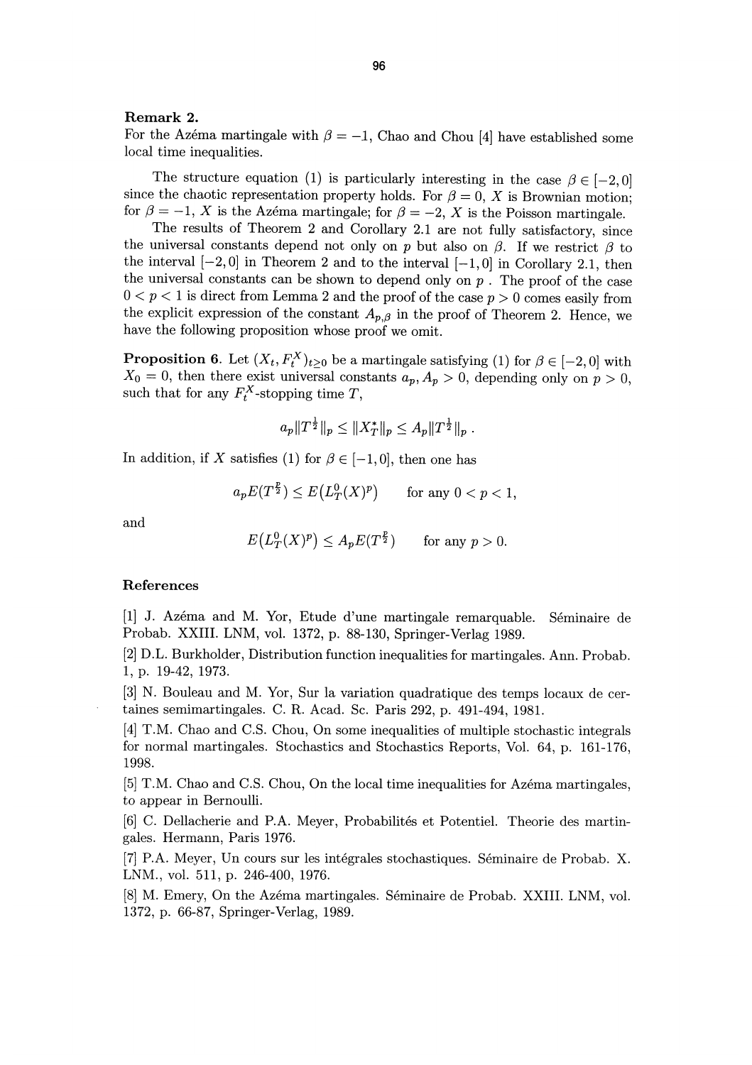**Remark 2.**
For the Azéma martingale with $\beta = -1$, Chao and Chou [4] have established some local time inequalities.

The structure equation (1) is particularly interesting in the case $\beta \in [-2, 0]$ since the chaotic representation property holds. For $\beta = 0$, $X$ is Brownian motion; for $\beta = -1$, $X$ is the Azéma martingale; for $\beta = -2$, $X$ is the Poisson martingale.

The results of Theorem 2 and Corollary 2.1 are not fully satisfactory, since the universal constants depend not only on $p$ but also on $\beta$. If we restrict $\beta$ to the interval $[-2, 0]$ in Theorem 2 and to the interval $[-1, 0]$ in Corollary 2.1, then the universal constants can be shown to depend only on $p$. The proof of the case $0 < p < 1$ is direct from Lemma 2 and the proof of the case $p > 0$ comes easily from the explicit expression of the constant $A_{p,\beta}$ in the proof of Theorem 2. Hence, we have the following proposition whose proof we omit.

**Proposition 6.** Let $(X_t, F_t^X)_{t \geq 0}$ be a martingale satisfying (1) for $\beta \in [-2, 0]$ with $X_0 = 0$, then there exist universal constants $a_p, A_p > 0$, depending only on $p > 0$, such that for any $F_t^X$-stopping time $T$,

$$a_p \|T^{\frac{1}{2}}\|_p \leq \|X_T^*\|_p \leq A_p \|T^{\frac{1}{2}}\|_p \, .$$

In addition, if $X$ satisfies (1) for $\beta \in [-1, 0]$, then one has

$$a_p E(T^{\frac{p}{2}}) \leq E\big(L_T^0(X)^p\big) \qquad \text{for any } 0 < p < 1,$$

and

$$E\big(L_T^0(X)^p\big) \leq A_p E(T^{\frac{p}{2}}) \qquad \text{for any } p > 0.$$

## References

[1] J. Azéma and M. Yor, Etude d'une martingale remarquable. Séminaire de Probab. XXIII. LNM, vol. 1372, p. 88-130, Springer-Verlag 1989.

[2] D.L. Burkholder, Distribution function inequalities for martingales. Ann. Probab. 1, p. 19-42, 1973.

[3] N. Bouleau and M. Yor, Sur la variation quadratique des temps locaux de certaines semimartingales. C. R. Acad. Sc. Paris 292, p. 491-494, 1981.

[4] T.M. Chao and C.S. Chou, On some inequalities of multiple stochastic integrals for normal martingales. Stochastics and Stochastics Reports, Vol. 64, p. 161-176, 1998.

[5] T.M. Chao and C.S. Chou, On the local time inequalities for Azéma martingales, to appear in Bernoulli.

[6] C. Dellacherie and P.A. Meyer, Probabilités et Potentiel. Theorie des martingales. Hermann, Paris 1976.

[7] P.A. Meyer, Un cours sur les intégrales stochastiques. Séminaire de Probab. X. LNM., vol. 511, p. 246-400, 1976.

[8] M. Emery, On the Azéma martingales. Séminaire de Probab. XXIII. LNM, vol. 1372, p. 66-87, Springer-Verlag, 1989.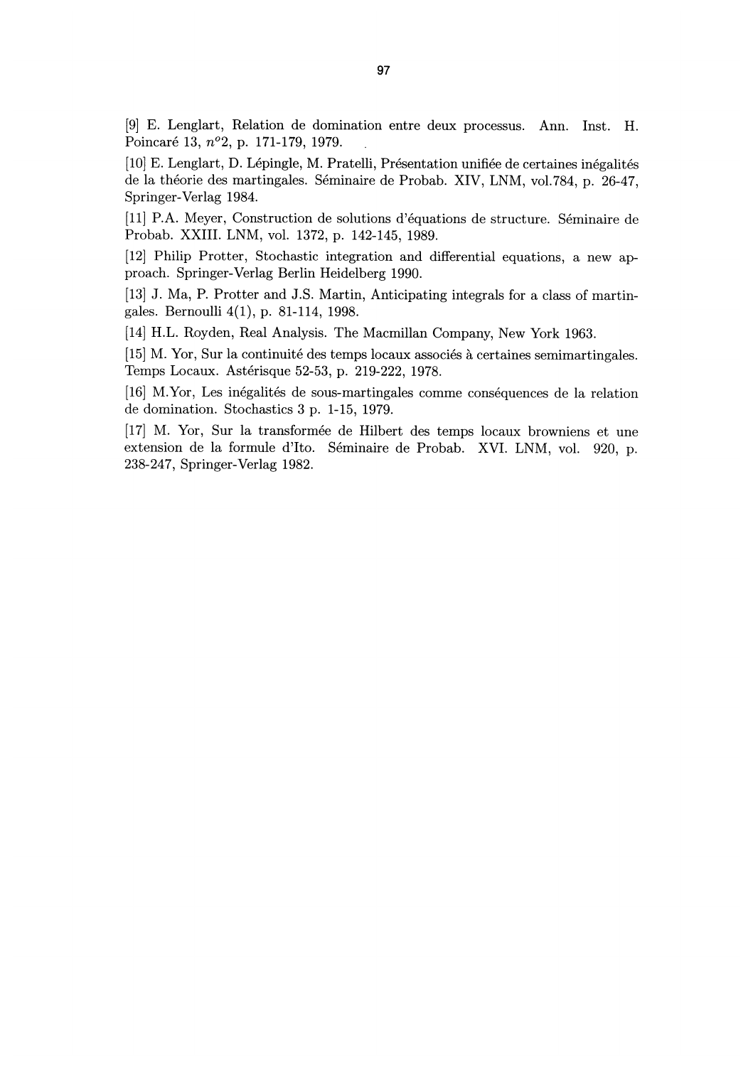[9] E. Lenglart, Relation de domination entre deux processus. Ann. Inst. H. Poincaré 13, $n^o 2$, p. 171-179, 1979.

[10] E. Lenglart, D. Lépingle, M. Pratelli, Présentation unifiée de certaines inégalités de la théorie des martingales. Séminaire de Probab. XIV, LNM, vol.784, p. 26-47, Springer-Verlag 1984.

[11] P.A. Meyer, Construction de solutions d'équations de structure. Séminaire de Probab. XXIII. LNM, vol. 1372, p. 142-145, 1989.

[12] Philip Protter, Stochastic integration and differential equations, a new approach. Springer-Verlag Berlin Heidelberg 1990.

[13] J. Ma, P. Protter and J.S. Martin, Anticipating integrals for a class of martingales. Bernoulli 4(1), p. 81-114, 1998.

[14] H.L. Royden, Real Analysis. The Macmillan Company, New York 1963.

[15] M. Yor, Sur la continuité des temps locaux associés à certaines semimartingales. Temps Locaux. Astérisque 52-53, p. 219-222, 1978.

[16] M.Yor, Les inégalités de sous-martingales comme conséquences de la relation de domination. Stochastics 3 p. 1-15, 1979.

[17] M. Yor, Sur la transformée de Hilbert des temps locaux browniens et une extension de la formule d'Ito. Séminaire de Probab. XVI. LNM, vol. 920, p. 238-247, Springer-Verlag 1982.